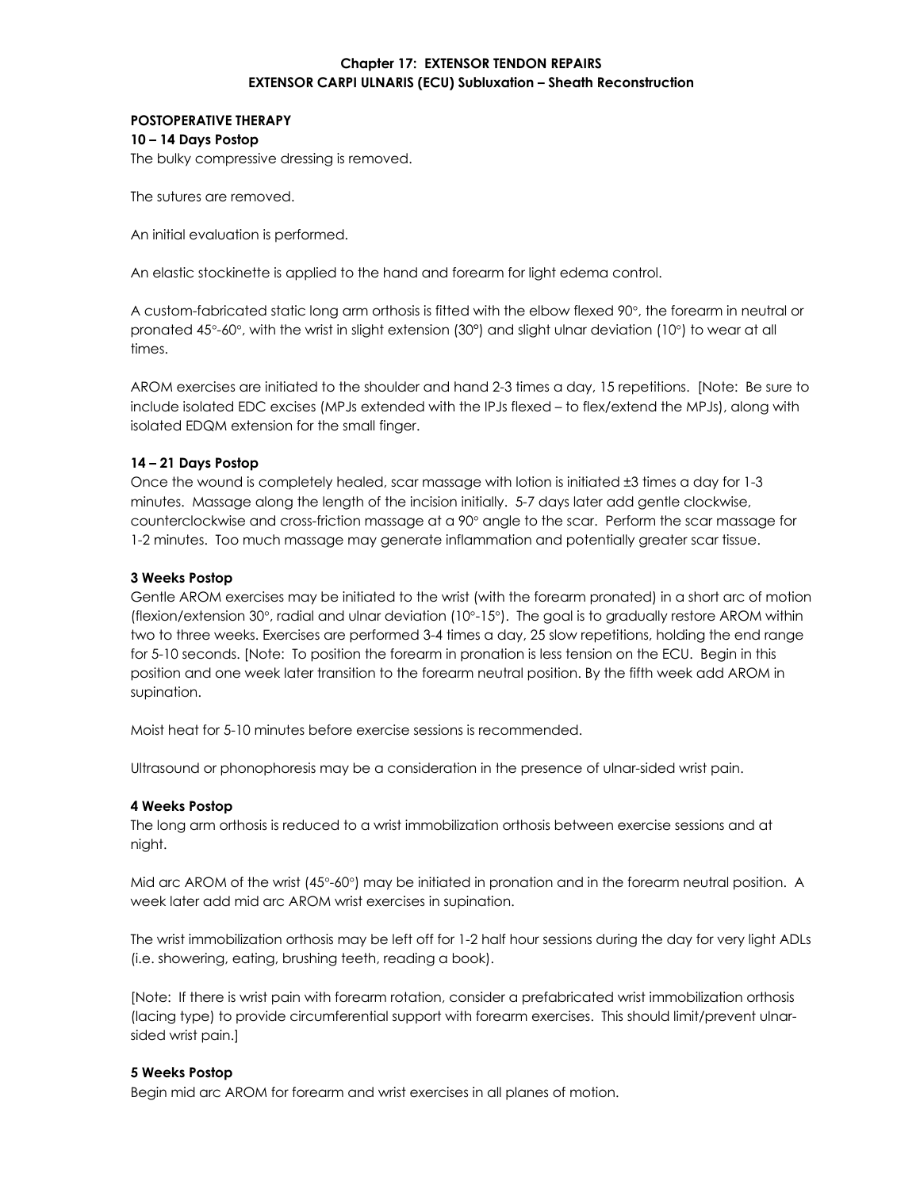# Chapter 17: EXTENSOR TENDON REPAIRS

## EXTENSOR CARPI ULNARIS (ECU) Subluxation – Sheath Reconstruction

**POSTOPERATIVE THERAPY**

**10 – 14 Days Postop**

The bulky compressive dressing is removed.

The sutures are removed.

An initial evaluation is performed.

An elastic stockinette is applied to the hand and forearm for light edema control.

A custom-fabricated static long arm orthosis is fitted with the elbow flexed 90°, the forearm in neutral or pronated 45°-60°, with the wrist in slight extension (30°) and slight ulnar deviation (10°) to wear at all times.

AROM exercises are initiated to the shoulder and hand 2-3 times a day, 15 repetitions. [Note: Be sure to include isolated EDC excises (MPJs extended with the IPJs flexed – to flex/extend the MPJs), along with isolated EDQM extension for the small finger.

**14 – 21 Days Postop**

Once the wound is completely healed, scar massage with lotion is initiated ±3 times a day for 1-3 minutes. Massage along the length of the incision initially. 5-7 days later add gentle clockwise, counterclockwise and cross-friction massage at a 90° angle to the scar. Perform the scar massage for 1-2 minutes. Too much massage may generate inflammation and potentially greater scar tissue.

**3 Weeks Postop**

Gentle AROM exercises may be initiated to the wrist (with the forearm pronated) in a short arc of motion (flexion/extension 30°, radial and ulnar deviation (10°-15°). The goal is to gradually restore AROM within two to three weeks. Exercises are performed 3-4 times a day, 25 slow repetitions, holding the end range for 5-10 seconds. [Note: To position the forearm in pronation is less tension on the ECU. Begin in this position and one week later transition to the forearm neutral position. By the fifth week add AROM in supination.

Moist heat for 5-10 minutes before exercise sessions is recommended.

Ultrasound or phonophoresis may be a consideration in the presence of ulnar-sided wrist pain.

**4 Weeks Postop**

The long arm orthosis is reduced to a wrist immobilization orthosis between exercise sessions and at night.

Mid arc AROM of the wrist (45°-60°) may be initiated in pronation and in the forearm neutral position. A week later add mid arc AROM wrist exercises in supination.

The wrist immobilization orthosis may be left off for 1-2 half hour sessions during the day for very light ADLs (i.e. showering, eating, brushing teeth, reading a book).

[Note: If there is wrist pain with forearm rotation, consider a prefabricated wrist immobilization orthosis (lacing type) to provide circumferential support with forearm exercises. This should limit/prevent ulnar-sided wrist pain.]

**5 Weeks Postop**

Begin mid arc AROM for forearm and wrist exercises in all planes of motion.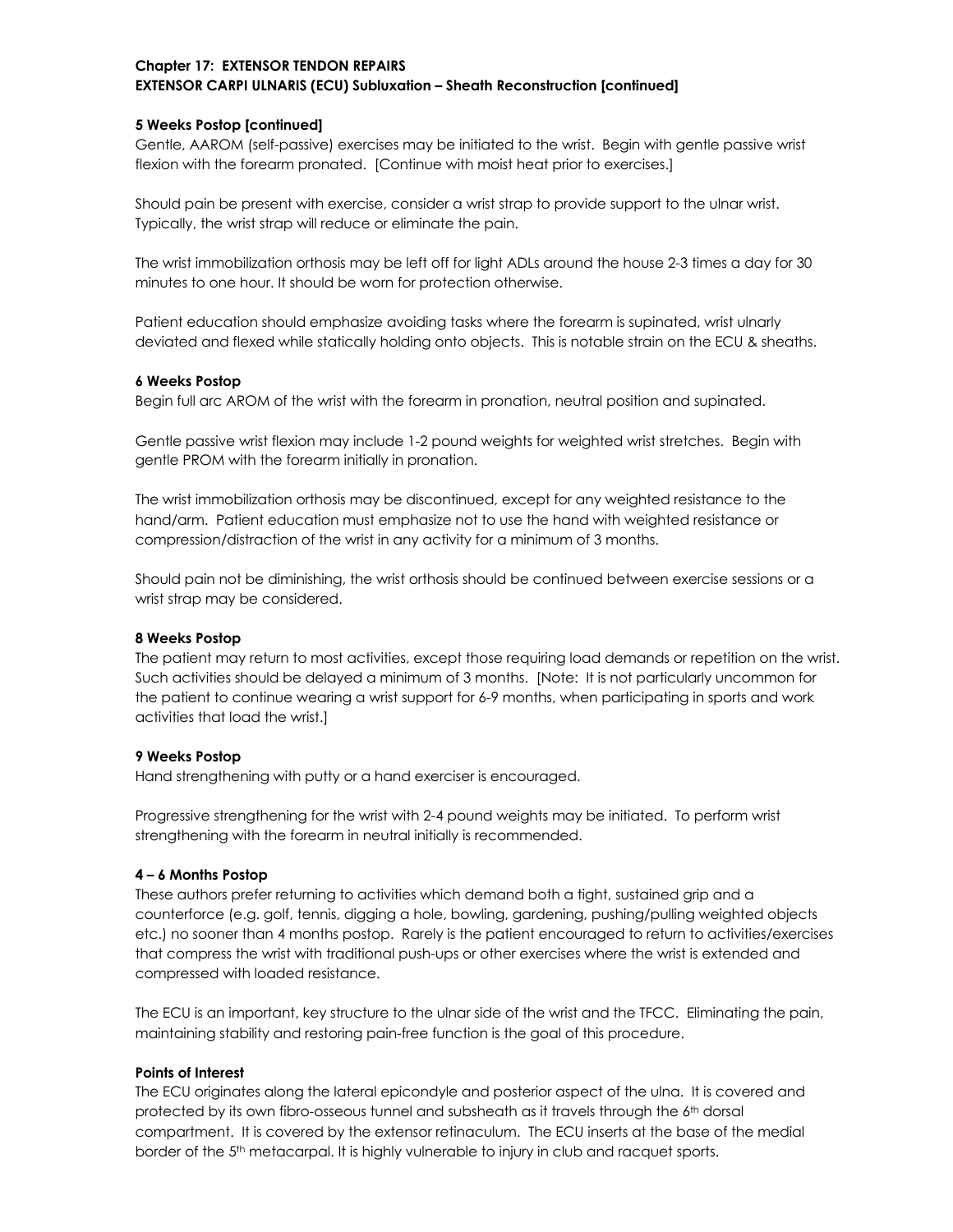**Chapter 17: EXTENSOR TENDON REPAIRS**
**EXTENSOR CARPI ULNARIS (ECU) Subluxation – Sheath Reconstruction [continued]**

**5 Weeks Postop [continued]**
Gentle, AAROM (self-passive) exercises may be initiated to the wrist. Begin with gentle passive wrist flexion with the forearm pronated. [Continue with moist heat prior to exercises.]

Should pain be present with exercise, consider a wrist strap to provide support to the ulnar wrist. Typically, the wrist strap will reduce or eliminate the pain.

The wrist immobilization orthosis may be left off for light ADLs around the house 2-3 times a day for 30 minutes to one hour. It should be worn for protection otherwise.

Patient education should emphasize avoiding tasks where the forearm is supinated, wrist ulnarly deviated and flexed while statically holding onto objects. This is notable strain on the ECU & sheaths.

**6 Weeks Postop**
Begin full arc AROM of the wrist with the forearm in pronation, neutral position and supinated.

Gentle passive wrist flexion may include 1-2 pound weights for weighted wrist stretches. Begin with gentle PROM with the forearm initially in pronation.

The wrist immobilization orthosis may be discontinued, except for any weighted resistance to the hand/arm. Patient education must emphasize not to use the hand with weighted resistance or compression/distraction of the wrist in any activity for a minimum of 3 months.

Should pain not be diminishing, the wrist orthosis should be continued between exercise sessions or a wrist strap may be considered.

**8 Weeks Postop**
The patient may return to most activities, except those requiring load demands or repetition on the wrist. Such activities should be delayed a minimum of 3 months. [Note: It is not particularly uncommon for the patient to continue wearing a wrist support for 6-9 months, when participating in sports and work activities that load the wrist.]

**9 Weeks Postop**
Hand strengthening with putty or a hand exerciser is encouraged.

Progressive strengthening for the wrist with 2-4 pound weights may be initiated. To perform wrist strengthening with the forearm in neutral initially is recommended.

**4 – 6 Months Postop**
These authors prefer returning to activities which demand both a tight, sustained grip and a counterforce (e.g. golf, tennis, digging a hole, bowling, gardening, pushing/pulling weighted objects etc.) no sooner than 4 months postop. Rarely is the patient encouraged to return to activities/exercises that compress the wrist with traditional push-ups or other exercises where the wrist is extended and compressed with loaded resistance.

The ECU is an important, key structure to the ulnar side of the wrist and the TFCC. Eliminating the pain, maintaining stability and restoring pain-free function is the goal of this procedure.

**Points of Interest**
The ECU originates along the lateral epicondyle and posterior aspect of the ulna. It is covered and protected by its own fibro-osseous tunnel and subsheath as it travels through the 6th dorsal compartment. It is covered by the extensor retinaculum. The ECU inserts at the base of the medial border of the 5th metacarpal. It is highly vulnerable to injury in club and racquet sports.